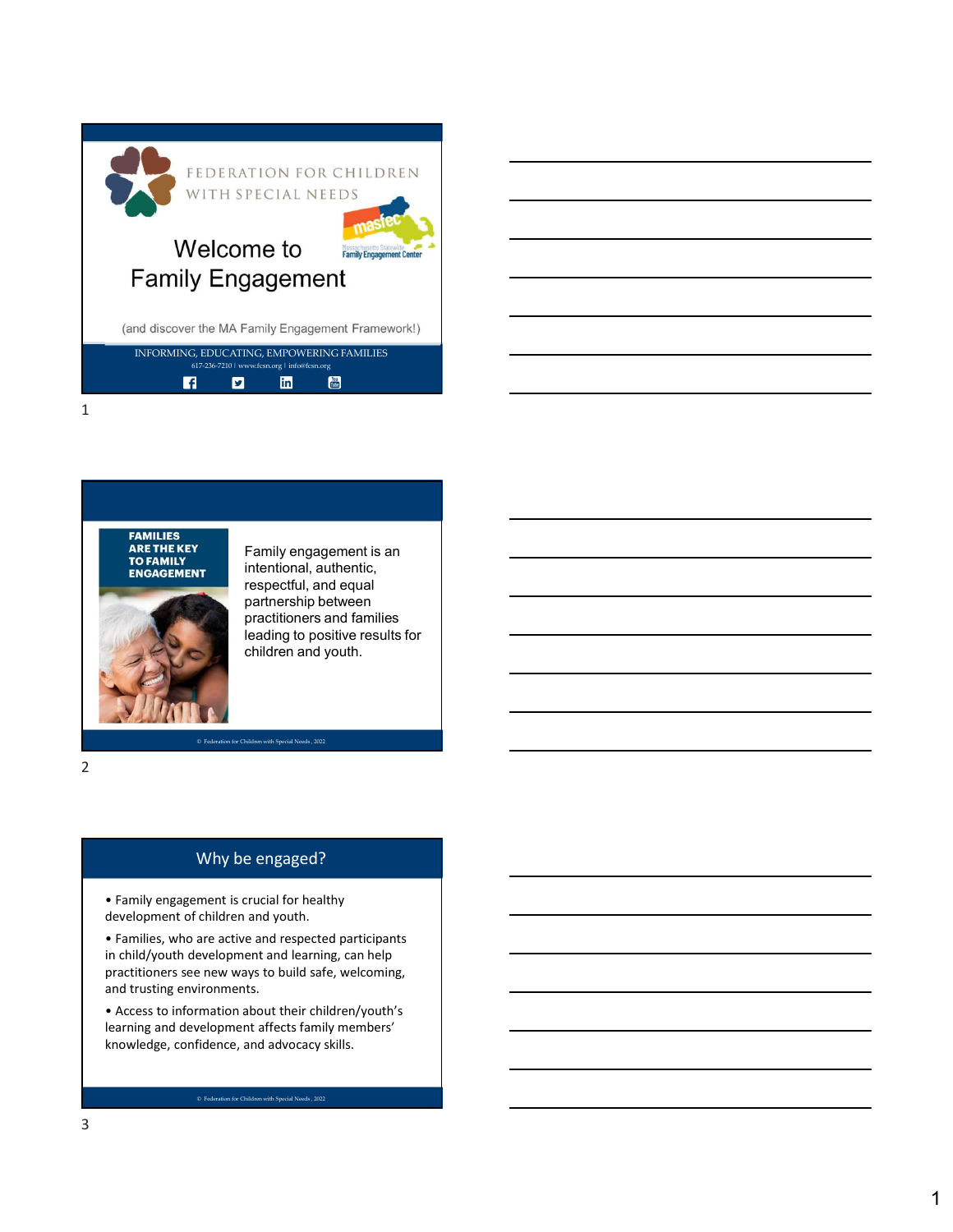FEDERATION FOR CHILDREN WITH SPECIAL NEEDS

mastec

Massachusetts Statewide Family Engagement Center

# Welcome to Family Engagement

(and discover the MA Family Engagement Framework!)

INFORMING, EDUCATING, EMPOWERING FAMILIES

617-236-7210 | www.fcsn.org | info@fcsn.org

---

**FAMILIES ARE THE KEY TO FAMILY ENGAGEMENT**

Family engagement is an intentional, authentic, respectful, and equal partnership between practitioners and families leading to positive results for children and youth.

© Federation for Children with Special Needs, 2022

---

## Why be engaged?

- Family engagement is crucial for healthy development of children and youth.
- Families, who are active and respected participants in child/youth development and learning, can help practitioners see new ways to build safe, welcoming, and trusting environments.
- Access to information about their children/youth's learning and development affects family members' knowledge, confidence, and advocacy skills.

© Federation for Children with Special Needs, 2022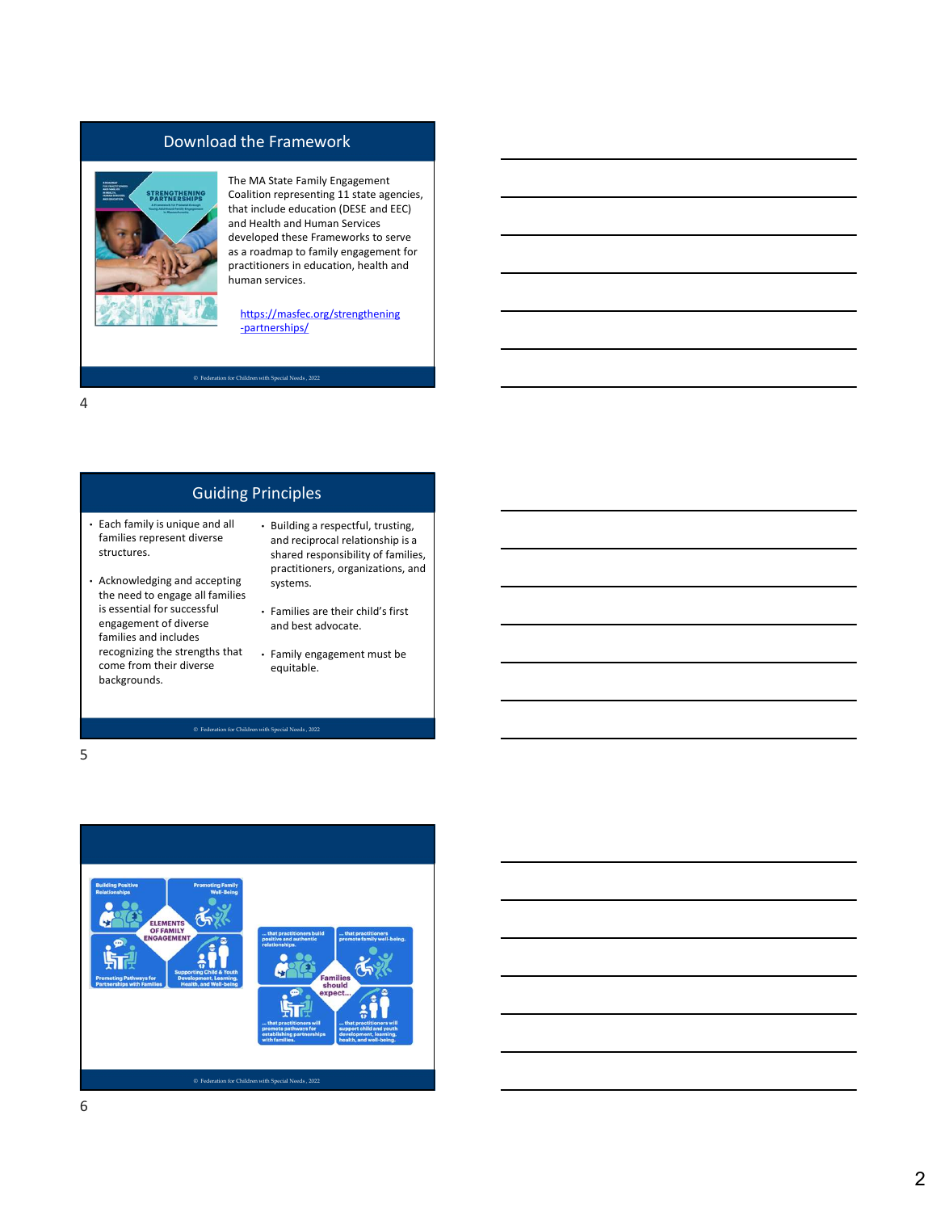## Download the Framework

The MA State Family Engagement Coalition representing 11 state agencies, that include education (DESE and EEC) and Health and Human Services developed these Frameworks to serve as a roadmap to family engagement for practitioners in education, health and human services.

https://masfec.org/strengthening-partnerships/

© Federation for Children with Special Needs, 2022

## Guiding Principles

- Each family is unique and all families represent diverse structures.
- Acknowledging and accepting the need to engage all families is essential for successful engagement of diverse families and includes recognizing the strengths that come from their diverse backgrounds.
- Building a respectful, trusting, and reciprocal relationship is a shared responsibility of families, practitioners, organizations, and systems.
- Families are their child's first and best advocate.
- Family engagement must be equitable.

© Federation for Children with Special Needs, 2022

**ELEMENTS OF FAMILY ENGAGEMENT**

- Building Positive Relationships
- Promoting Family Well-Being
- Promoting Pathways for Partnerships with Families
- Supporting Child & Youth Development, Learning, Health, and Well-being

**Families should expect…**

- … that practitioners build positive and authentic relationships.
- … that practitioners promote family well-being.
- … that practitioners will promote pathways for establishing partnerships with families.
- … that practitioners will support child and youth development, learning, health, and well-being.

© Federation for Children with Special Needs, 2022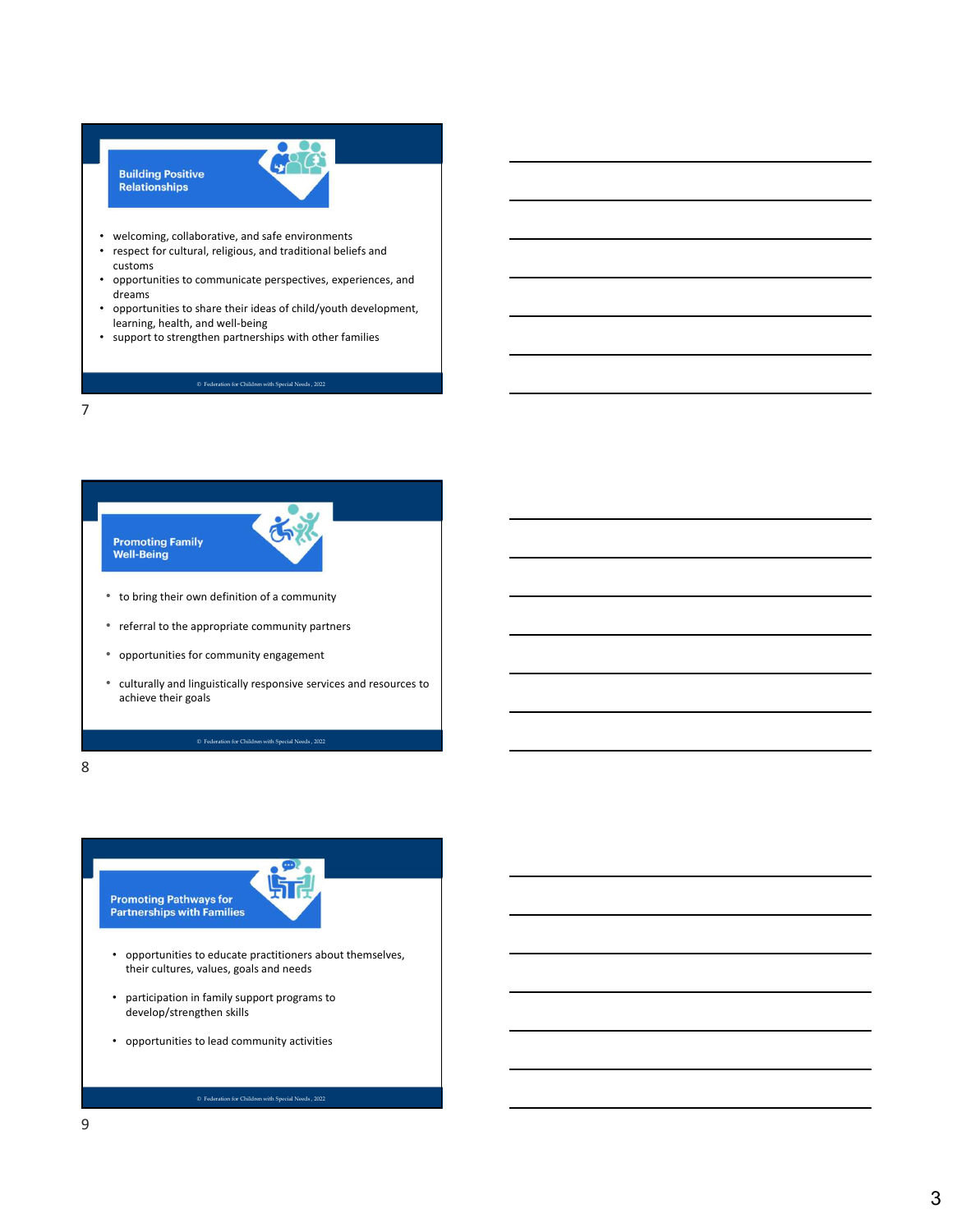## Building Positive Relationships

- welcoming, collaborative, and safe environments
- respect for cultural, religious, and traditional beliefs and customs
- opportunities to communicate perspectives, experiences, and dreams
- opportunities to share their ideas of child/youth development, learning, health, and well-being
- support to strengthen partnerships with other families

© Federation for Children with Special Needs, 2022

7

## Promoting Family Well-Being

- to bring their own definition of a community
- referral to the appropriate community partners
- opportunities for community engagement
- culturally and linguistically responsive services and resources to achieve their goals

© Federation for Children with Special Needs, 2022

8

## Promoting Pathways for Partnerships with Families

- opportunities to educate practitioners about themselves, their cultures, values, goals and needs
- participation in family support programs to develop/strengthen skills
- opportunities to lead community activities

© Federation for Children with Special Needs, 2022

9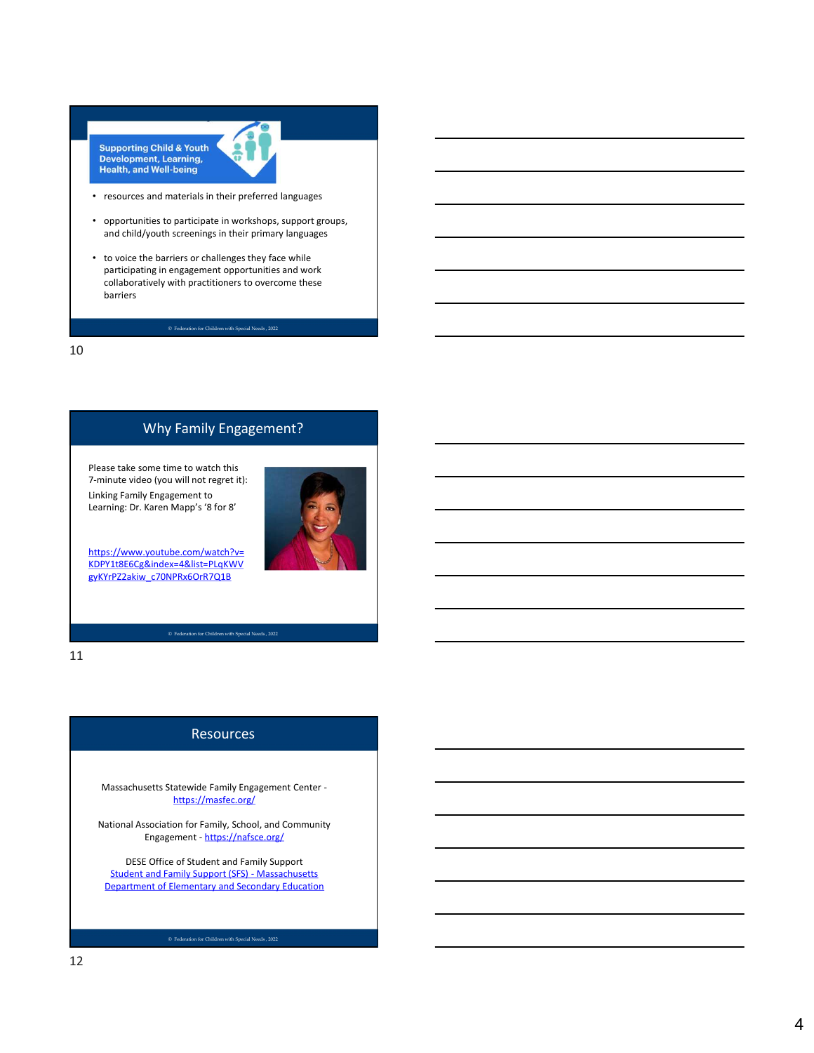## Supporting Child & Youth Development, Learning, Health, and Well-being

- resources and materials in their preferred languages
- opportunities to participate in workshops, support groups, and child/youth screenings in their primary languages
- to voice the barriers or challenges they face while participating in engagement opportunities and work collaboratively with practitioners to overcome these barriers

© Federation for Children with Special Needs, 2022

10

## Why Family Engagement?

Please take some time to watch this 7-minute video (you will not regret it):

Linking Family Engagement to Learning: Dr. Karen Mapp's '8 for 8'

https://www.youtube.com/watch?v=KDPY1t8E6Cg&index=4&list=PLqKWVgyKYrPZ2akiw_c70NPRx6OrR7Q1B

© Federation for Children with Special Needs, 2022

11

## Resources

Massachusetts Statewide Family Engagement Center - https://masfec.org/

National Association for Family, School, and Community Engagement - https://nafsce.org/

DESE Office of Student and Family Support
Student and Family Support (SFS) - Massachusetts Department of Elementary and Secondary Education

© Federation for Children with Special Needs, 2022

12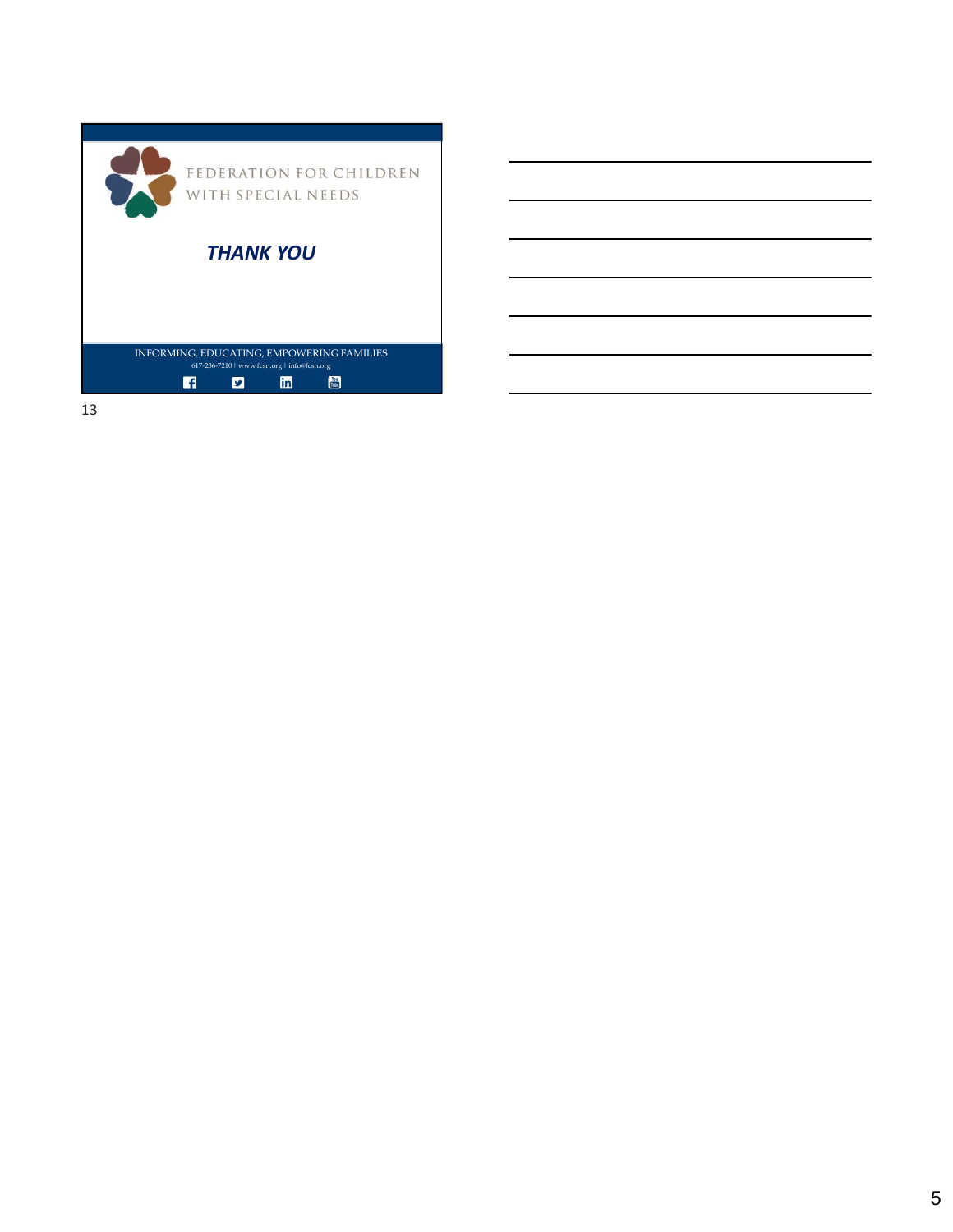FEDERATION FOR CHILDREN WITH SPECIAL NEEDS

***THANK YOU***

INFORMING, EDUCATING, EMPOWERING FAMILIES

617-236-7210 | www.fcsn.org | info@fcsn.org

13